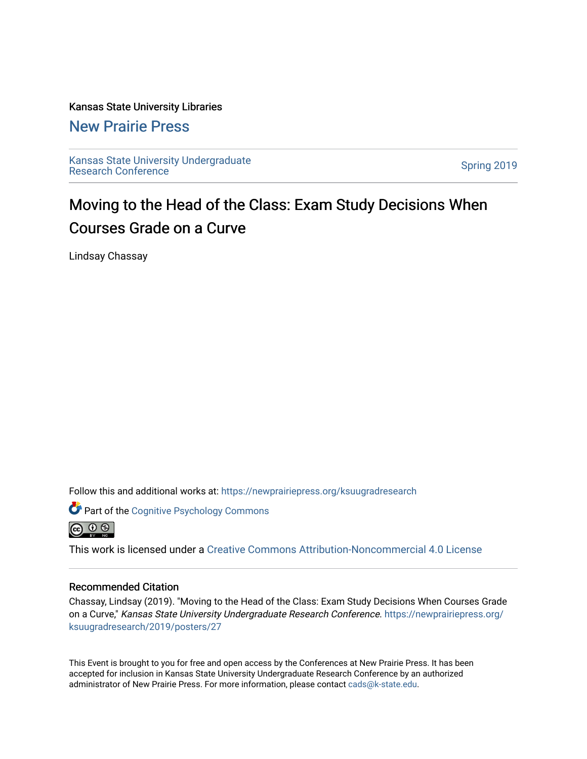Kansas State University Libraries

New Prairie Press

Kansas State University Undergraduate Research Conference

Spring 2019

# Moving to the Head of the Class: Exam Study Decisions When Courses Grade on a Curve

Lindsay Chassay

Follow this and additional works at: https://newprairiepress.org/ksuugradresearch

Part of the Cognitive Psychology Commons

This work is licensed under a Creative Commons Attribution-Noncommercial 4.0 License

## Recommended Citation

Chassay, Lindsay (2019). "Moving to the Head of the Class: Exam Study Decisions When Courses Grade on a Curve," *Kansas State University Undergraduate Research Conference*. https://newprairiepress.org/ksuugradresearch/2019/posters/27

This Event is brought to you for free and open access by the Conferences at New Prairie Press. It has been accepted for inclusion in Kansas State University Undergraduate Research Conference by an authorized administrator of New Prairie Press. For more information, please contact cads@k-state.edu.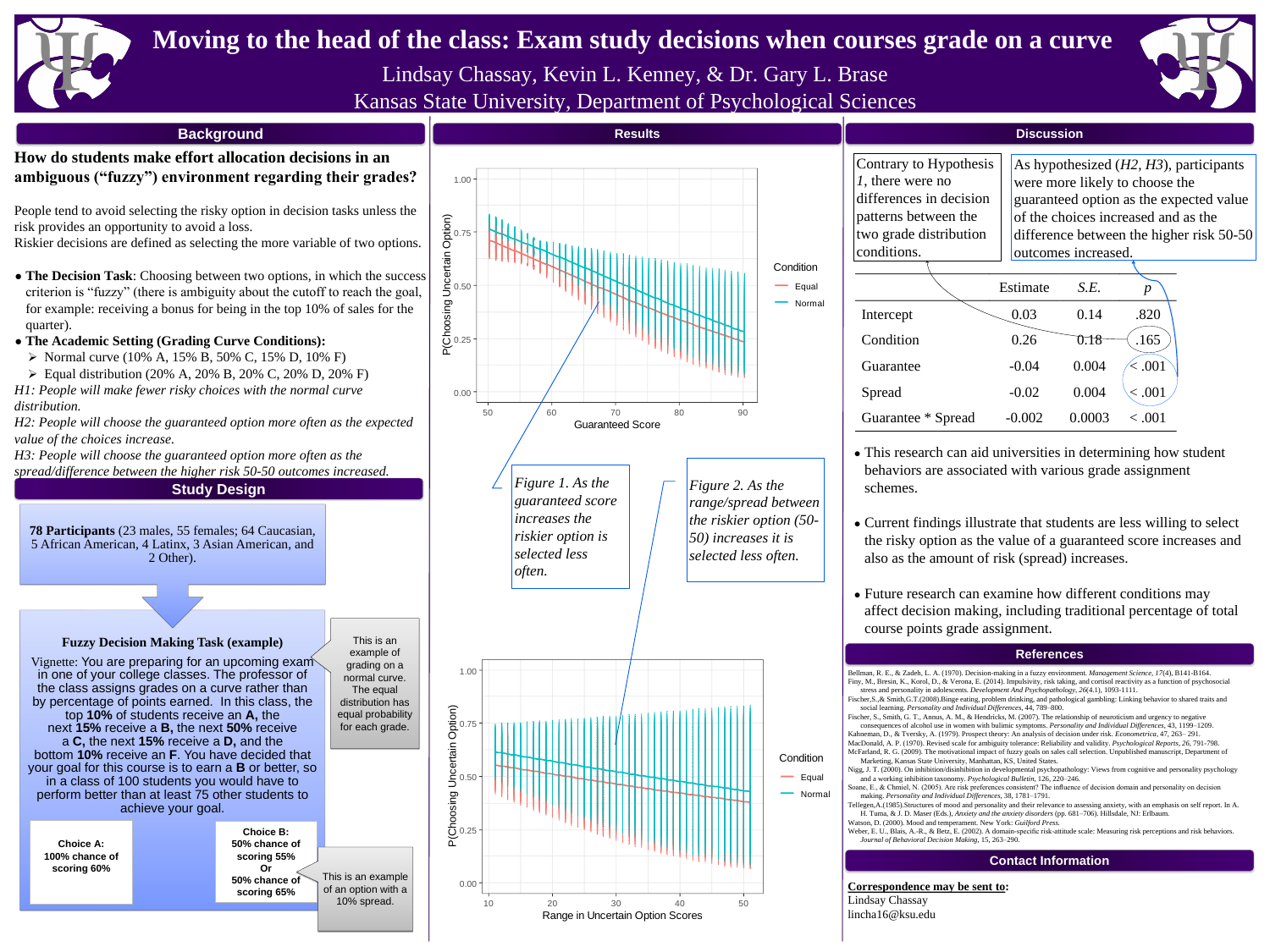# Moving to the head of the class: Exam study decisions when courses grade on a curve

Lindsay Chassay, Kevin L. Kenney, & Dr. Gary L. Brase

Kansas State University, Department of Psychological Sciences

## Background

**How do students make effort allocation decisions in an ambiguous ("fuzzy") environment regarding their grades?**

People tend to avoid selecting the risky option in decision tasks unless the risk provides an opportunity to avoid a loss.
Riskier decisions are defined as selecting the more variable of two options.

- **The Decision Task**: Choosing between two options, in which the success criterion is "fuzzy" (there is ambiguity about the cutoff to reach the goal, for example: receiving a bonus for being in the top 10% of sales for the quarter).
- **The Academic Setting (Grading Curve Conditions):**
  - Normal curve (10% A, 15% B, 50% C, 15% D, 10% F)
  - Equal distribution (20% A, 20% B, 20% C, 20% D, 20% F)

*H1: People will make fewer risky choices with the normal curve distribution.*

*H2: People will choose the guaranteed option more often as the expected value of the choices increase.*

*H3: People will choose the guaranteed option more often as the spread/difference between the higher risk 50-50 outcomes increased.*

## Study Design

**78 Participants** (23 males, 55 females; 64 Caucasian, 5 African American, 4 Latinx, 3 Asian American, and 2 Other).

**Fuzzy Decision Making Task (example)**

Vignette: You are preparing for an upcoming exam in one of your college classes. The professor of the class assigns grades on a curve rather than by percentage of points earned. In this class, the top **10%** of students receive an **A,** the next **15%** receive a **B,** the next **50%** receive a **C,** the next **15%** receive a **D,** and the bottom **10%** receive an **F**. You have decided that your goal for this course is to earn a **B** or better, so in a class of 100 students you would have to perform better than at least 75 other students to achieve your goal.

**Choice A:** 100% chance of scoring 60%

**Choice B:** 50% chance of scoring 55% Or 50% chance of scoring 65%

This is an example of grading on a normal curve. The equal distribution has equal probability for each grade.

This is an example of an option with a 10% spread.

## Results

P(Choosing Uncertain Option)
1.00
0.75
0.50
0.25
0.00
50 60 70 80 90
Guaranteed Score
Condition
Equal
Normal

*Figure 1. As the guaranteed score increases the riskier option is selected less often.*

P(Choosing Uncertain Option)
1.00
0.75
0.50
0.25
0.00
10 20 30 40 50
Range in Uncertain Option Scores
Condition
Equal
Normal

*Figure 2. As the range/spread between the riskier option (50-50) increases it is selected less often.*

## Discussion

Contrary to Hypothesis *1*, there were no differences in decision patterns between the two grade distribution conditions.

As hypothesized (*H2*, *H3*), participants were more likely to choose the guaranteed option as the expected value of the choices increased and as the difference between the higher risk 50-50 outcomes increased.

| | Estimate | *S.E.* | *p* |
|---|---|---|---|
| Intercept | 0.03 | 0.14 | .820 |
| Condition | 0.26 | 0.18 | .165 |
| Guarantee | -0.04 | 0.004 | < .001 |
| Spread | -0.02 | 0.004 | < .001 |
| Guarantee * Spread | -0.002 | 0.0003 | < .001 |

- This research can aid universities in determining how student behaviors are associated with various grade assignment schemes.
- Current findings illustrate that students are less willing to select the risky option as the value of a guaranteed score increases and also as the amount of risk (spread) increases.
- Future research can examine how different conditions may affect decision making, including traditional percentage of total course points grade assignment.

## References

Bellman, R. E., & Zadeh, L. A. (1970). Decision-making in a fuzzy environment. *Management Science, 17*(4), B141-B164.

Finy, M., Bresin, K., Korol, D., & Verona, E. (2014). Impulsivity, risk taking, and cortisol reactivity as a function of psychosocial stress and personality in adolescents. *Development And Psychopathology, 26*(4.1), 1093-1111.

Fischer, S., & Smith, G.T. (2008). Binge eating, problem drinking, and pathological gambling: Linking behavior to shared traits and social learning. *Personality and Individual Differences*, 44, 789–800.

Fischer, S., Smith, G. T., Annus, A. M., & Hendricks, M. (2007). The relationship of neuroticism and urgency to negative consequences of alcohol use in women with bulimic symptoms. *Personality and Individual Differences*, 43, 1199–1209.

Kahneman, D., & Tversky, A. (1979). Prospect theory: An analysis of decision under risk. *Econometrica*, 47, 263– 291.

MacDonald, A. P. (1970). Revised scale for ambiguity tolerance: Reliability and validity. *Psychological Reports, 26*, 791-798.

McFarland, R. G. (2009). The motivational impact of fuzzy goals on sales call selection. Unpublished manuscript, Department of Marketing, Kansas State University, Manhattan, KS, United States.

Nigg, J. T. (2000). On inhibition/disinhibition in developmental psychopathology: Views from cognitive and personality psychology and a working inhibition taxonomy. *Psychological Bulletin*, 126, 220–246.

Soane, E., & Chmiel, N. (2005). Are risk preferences consistent? The influence of decision domain and personality on decision making. *Personality and Individual Differences*, 38, 1781–1791.

Tellegen, A. (1985). Structures of mood and personality and their relevance to assessing anxiety, with an emphasis on self report. In A. H. Tuma, & J. D. Maser (Eds.), *Anxiety and the anxiety disorders* (pp. 681–706). Hillsdale, NJ: Erlbaum.

Watson, D. (2000). Mood and temperament. New York: *Guilford Press.*

Weber, E. U., Blais, A.-R., & Betz, E. (2002). A domain-specific risk-attitude scale: Measuring risk perceptions and risk behaviors. *Journal of Behavioral Decision Making*, 15, 263–290.

## Contact Information

**Correspondence may be sent to:**
Lindsay Chassay
lincha16@ksu.edu